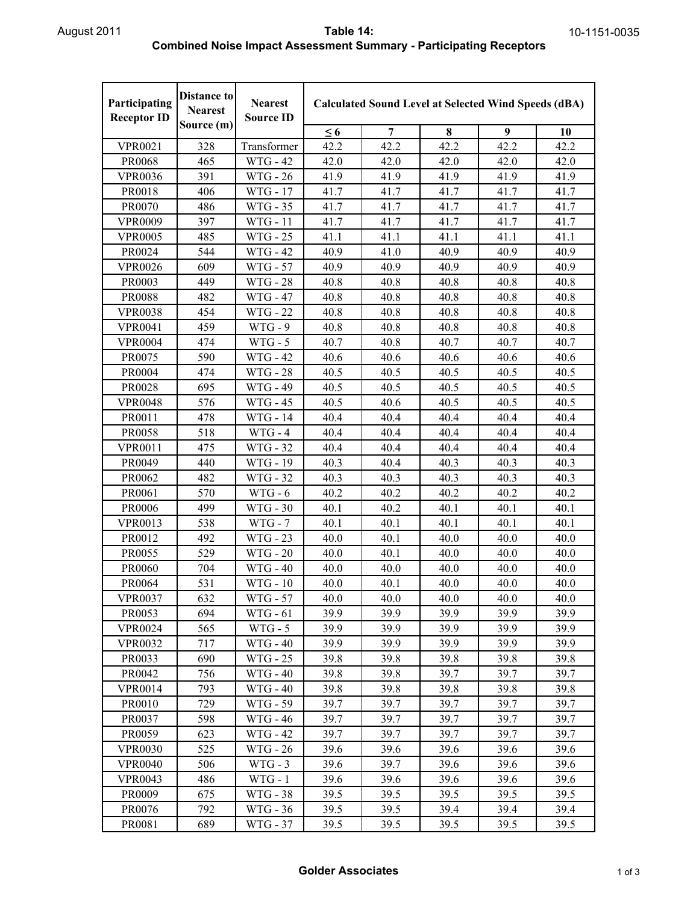## Table 14:
## Combined Noise Impact Assessment Summary - Participating Receptors

| Participating Receptor ID | Distance to Nearest Source (m) | Nearest Source ID | Calculated Sound Level at Selected Wind Speeds (dBA) | | | | |
|---|---|---|---|---|---|---|---|
| | | | ≤ 6 | 7 | 8 | 9 | 10 |
| VPR0021 | 328 | Transformer | 42.2 | 42.2 | 42.2 | 42.2 | 42.2 |
| PR0068 | 465 | WTG - 42 | 42.0 | 42.0 | 42.0 | 42.0 | 42.0 |
| VPR0036 | 391 | WTG - 26 | 41.9 | 41.9 | 41.9 | 41.9 | 41.9 |
| PR0018 | 406 | WTG - 17 | 41.7 | 41.7 | 41.7 | 41.7 | 41.7 |
| PR0070 | 486 | WTG - 35 | 41.7 | 41.7 | 41.7 | 41.7 | 41.7 |
| VPR0009 | 397 | WTG - 11 | 41.7 | 41.7 | 41.7 | 41.7 | 41.7 |
| VPR0005 | 485 | WTG - 25 | 41.1 | 41.1 | 41.1 | 41.1 | 41.1 |
| PR0024 | 544 | WTG - 42 | 40.9 | 41.0 | 40.9 | 40.9 | 40.9 |
| VPR0026 | 609 | WTG - 57 | 40.9 | 40.9 | 40.9 | 40.9 | 40.9 |
| PR0003 | 449 | WTG - 28 | 40.8 | 40.8 | 40.8 | 40.8 | 40.8 |
| PR0088 | 482 | WTG - 47 | 40.8 | 40.8 | 40.8 | 40.8 | 40.8 |
| VPR0038 | 454 | WTG - 22 | 40.8 | 40.8 | 40.8 | 40.8 | 40.8 |
| VPR0041 | 459 | WTG - 9 | 40.8 | 40.8 | 40.8 | 40.8 | 40.8 |
| VPR0004 | 474 | WTG - 5 | 40.7 | 40.8 | 40.7 | 40.7 | 40.7 |
| PR0075 | 590 | WTG - 42 | 40.6 | 40.6 | 40.6 | 40.6 | 40.6 |
| PR0004 | 474 | WTG - 28 | 40.5 | 40.5 | 40.5 | 40.5 | 40.5 |
| PR0028 | 695 | WTG - 49 | 40.5 | 40.5 | 40.5 | 40.5 | 40.5 |
| VPR0048 | 576 | WTG - 45 | 40.5 | 40.6 | 40.5 | 40.5 | 40.5 |
| PR0011 | 478 | WTG - 14 | 40.4 | 40.4 | 40.4 | 40.4 | 40.4 |
| PR0058 | 518 | WTG - 4 | 40.4 | 40.4 | 40.4 | 40.4 | 40.4 |
| VPR0011 | 475 | WTG - 32 | 40.4 | 40.4 | 40.4 | 40.4 | 40.4 |
| PR0049 | 440 | WTG - 19 | 40.3 | 40.4 | 40.3 | 40.3 | 40.3 |
| PR0062 | 482 | WTG - 32 | 40.3 | 40.3 | 40.3 | 40.3 | 40.3 |
| PR0061 | 570 | WTG - 6 | 40.2 | 40.2 | 40.2 | 40.2 | 40.2 |
| PR0006 | 499 | WTG - 30 | 40.1 | 40.2 | 40.1 | 40.1 | 40.1 |
| VPR0013 | 538 | WTG - 7 | 40.1 | 40.1 | 40.1 | 40.1 | 40.1 |
| PR0012 | 492 | WTG - 23 | 40.0 | 40.1 | 40.0 | 40.0 | 40.0 |
| PR0055 | 529 | WTG - 20 | 40.0 | 40.1 | 40.0 | 40.0 | 40.0 |
| PR0060 | 704 | WTG - 40 | 40.0 | 40.0 | 40.0 | 40.0 | 40.0 |
| PR0064 | 531 | WTG - 10 | 40.0 | 40.1 | 40.0 | 40.0 | 40.0 |
| VPR0037 | 632 | WTG - 57 | 40.0 | 40.0 | 40.0 | 40.0 | 40.0 |
| PR0053 | 694 | WTG - 61 | 39.9 | 39.9 | 39.9 | 39.9 | 39.9 |
| VPR0024 | 565 | WTG - 5 | 39.9 | 39.9 | 39.9 | 39.9 | 39.9 |
| VPR0032 | 717 | WTG - 40 | 39.9 | 39.9 | 39.9 | 39.9 | 39.9 |
| PR0033 | 690 | WTG - 25 | 39.8 | 39.8 | 39.8 | 39.8 | 39.8 |
| PR0042 | 756 | WTG - 40 | 39.8 | 39.8 | 39.7 | 39.7 | 39.7 |
| VPR0014 | 793 | WTG - 40 | 39.8 | 39.8 | 39.8 | 39.8 | 39.8 |
| PR0010 | 729 | WTG - 59 | 39.7 | 39.7 | 39.7 | 39.7 | 39.7 |
| PR0037 | 598 | WTG - 46 | 39.7 | 39.7 | 39.7 | 39.7 | 39.7 |
| PR0059 | 623 | WTG - 42 | 39.7 | 39.7 | 39.7 | 39.7 | 39.7 |
| VPR0030 | 525 | WTG - 26 | 39.6 | 39.6 | 39.6 | 39.6 | 39.6 |
| VPR0040 | 506 | WTG - 3 | 39.6 | 39.7 | 39.6 | 39.6 | 39.6 |
| VPR0043 | 486 | WTG - 1 | 39.6 | 39.6 | 39.6 | 39.6 | 39.6 |
| PR0009 | 675 | WTG - 38 | 39.5 | 39.5 | 39.5 | 39.5 | 39.5 |
| PR0076 | 792 | WTG - 36 | 39.5 | 39.5 | 39.4 | 39.4 | 39.4 |
| PR0081 | 689 | WTG - 37 | 39.5 | 39.5 | 39.5 | 39.5 | 39.5 |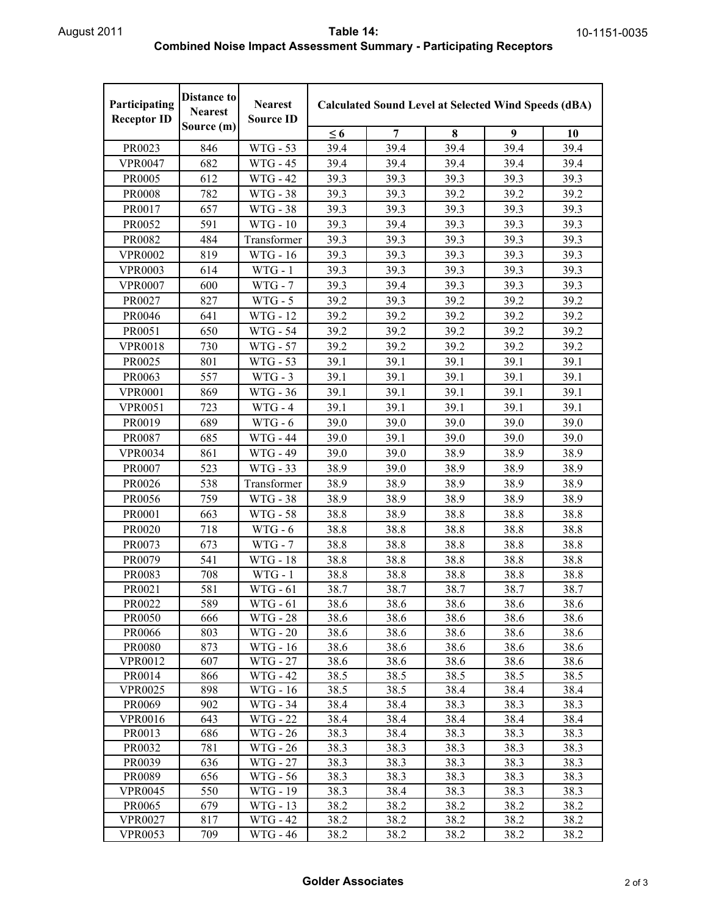# Table 14:
## Combined Noise Impact Assessment Summary - Participating Receptors

| Participating Receptor ID | Distance to Nearest Source (m) | Nearest Source ID | Calculated Sound Level at Selected Wind Speeds (dBA) | | | | |
|---|---|---|---|---|---|---|---|
| | | | ≤ 6 | 7 | 8 | 9 | 10 |
| PR0023 | 846 | WTG - 53 | 39.4 | 39.4 | 39.4 | 39.4 | 39.4 |
| VPR0047 | 682 | WTG - 45 | 39.4 | 39.4 | 39.4 | 39.4 | 39.4 |
| PR0005 | 612 | WTG - 42 | 39.3 | 39.3 | 39.3 | 39.3 | 39.3 |
| PR0008 | 782 | WTG - 38 | 39.3 | 39.3 | 39.2 | 39.2 | 39.2 |
| PR0017 | 657 | WTG - 38 | 39.3 | 39.3 | 39.3 | 39.3 | 39.3 |
| PR0052 | 591 | WTG - 10 | 39.3 | 39.4 | 39.3 | 39.3 | 39.3 |
| PR0082 | 484 | Transformer | 39.3 | 39.3 | 39.3 | 39.3 | 39.3 |
| VPR0002 | 819 | WTG - 16 | 39.3 | 39.3 | 39.3 | 39.3 | 39.3 |
| VPR0003 | 614 | WTG - 1 | 39.3 | 39.3 | 39.3 | 39.3 | 39.3 |
| VPR0007 | 600 | WTG - 7 | 39.3 | 39.4 | 39.3 | 39.3 | 39.3 |
| PR0027 | 827 | WTG - 5 | 39.2 | 39.3 | 39.2 | 39.2 | 39.2 |
| PR0046 | 641 | WTG - 12 | 39.2 | 39.2 | 39.2 | 39.2 | 39.2 |
| PR0051 | 650 | WTG - 54 | 39.2 | 39.2 | 39.2 | 39.2 | 39.2 |
| VPR0018 | 730 | WTG - 57 | 39.2 | 39.2 | 39.2 | 39.2 | 39.2 |
| PR0025 | 801 | WTG - 53 | 39.1 | 39.1 | 39.1 | 39.1 | 39.1 |
| PR0063 | 557 | WTG - 3 | 39.1 | 39.1 | 39.1 | 39.1 | 39.1 |
| VPR0001 | 869 | WTG - 36 | 39.1 | 39.1 | 39.1 | 39.1 | 39.1 |
| VPR0051 | 723 | WTG - 4 | 39.1 | 39.1 | 39.1 | 39.1 | 39.1 |
| PR0019 | 689 | WTG - 6 | 39.0 | 39.0 | 39.0 | 39.0 | 39.0 |
| PR0087 | 685 | WTG - 44 | 39.0 | 39.1 | 39.0 | 39.0 | 39.0 |
| VPR0034 | 861 | WTG - 49 | 39.0 | 39.0 | 38.9 | 38.9 | 38.9 |
| PR0007 | 523 | WTG - 33 | 38.9 | 39.0 | 38.9 | 38.9 | 38.9 |
| PR0026 | 538 | Transformer | 38.9 | 38.9 | 38.9 | 38.9 | 38.9 |
| PR0056 | 759 | WTG - 38 | 38.9 | 38.9 | 38.9 | 38.9 | 38.9 |
| PR0001 | 663 | WTG - 58 | 38.8 | 38.9 | 38.8 | 38.8 | 38.8 |
| PR0020 | 718 | WTG - 6 | 38.8 | 38.8 | 38.8 | 38.8 | 38.8 |
| PR0073 | 673 | WTG - 7 | 38.8 | 38.8 | 38.8 | 38.8 | 38.8 |
| PR0079 | 541 | WTG - 18 | 38.8 | 38.8 | 38.8 | 38.8 | 38.8 |
| PR0083 | 708 | WTG - 1 | 38.8 | 38.8 | 38.8 | 38.8 | 38.8 |
| PR0021 | 581 | WTG - 61 | 38.7 | 38.7 | 38.7 | 38.7 | 38.7 |
| PR0022 | 589 | WTG - 61 | 38.6 | 38.6 | 38.6 | 38.6 | 38.6 |
| PR0050 | 666 | WTG - 28 | 38.6 | 38.6 | 38.6 | 38.6 | 38.6 |
| PR0066 | 803 | WTG - 20 | 38.6 | 38.6 | 38.6 | 38.6 | 38.6 |
| PR0080 | 873 | WTG - 16 | 38.6 | 38.6 | 38.6 | 38.6 | 38.6 |
| VPR0012 | 607 | WTG - 27 | 38.6 | 38.6 | 38.6 | 38.6 | 38.6 |
| PR0014 | 866 | WTG - 42 | 38.5 | 38.5 | 38.5 | 38.5 | 38.5 |
| VPR0025 | 898 | WTG - 16 | 38.5 | 38.5 | 38.4 | 38.4 | 38.4 |
| PR0069 | 902 | WTG - 34 | 38.4 | 38.4 | 38.3 | 38.3 | 38.3 |
| VPR0016 | 643 | WTG - 22 | 38.4 | 38.4 | 38.4 | 38.4 | 38.4 |
| PR0013 | 686 | WTG - 26 | 38.3 | 38.4 | 38.3 | 38.3 | 38.3 |
| PR0032 | 781 | WTG - 26 | 38.3 | 38.3 | 38.3 | 38.3 | 38.3 |
| PR0039 | 636 | WTG - 27 | 38.3 | 38.3 | 38.3 | 38.3 | 38.3 |
| PR0089 | 656 | WTG - 56 | 38.3 | 38.3 | 38.3 | 38.3 | 38.3 |
| VPR0045 | 550 | WTG - 19 | 38.3 | 38.4 | 38.3 | 38.3 | 38.3 |
| PR0065 | 679 | WTG - 13 | 38.2 | 38.2 | 38.2 | 38.2 | 38.2 |
| VPR0027 | 817 | WTG - 42 | 38.2 | 38.2 | 38.2 | 38.2 | 38.2 |
| VPR0053 | 709 | WTG - 46 | 38.2 | 38.2 | 38.2 | 38.2 | 38.2 |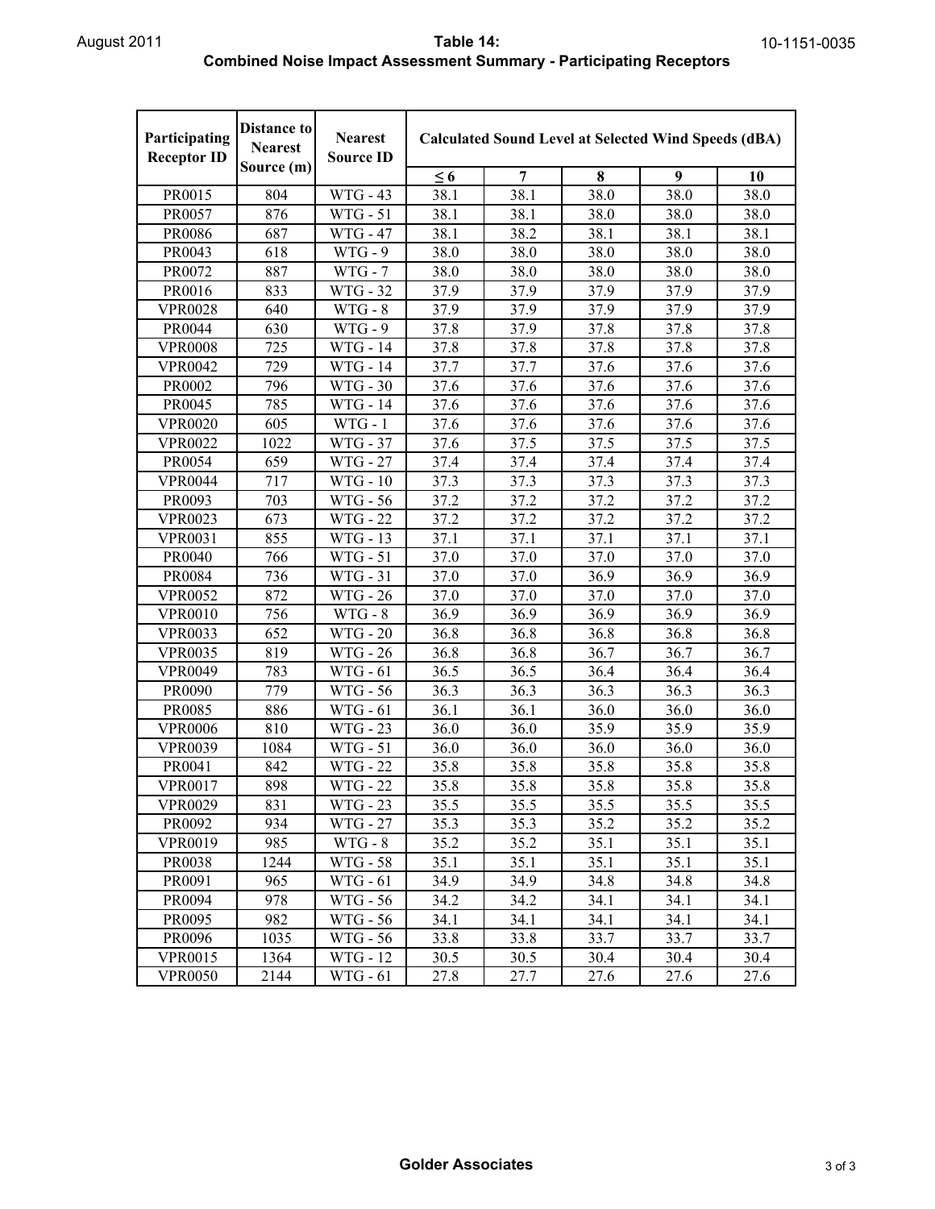**Table 14:**
**Combined Noise Impact Assessment Summary - Participating Receptors**

| Participating Receptor ID | Distance to Nearest Source (m) | Nearest Source ID | Calculated Sound Level at Selected Wind Speeds (dBA) | | | | |
|---|---|---|---|---|---|---|---|
| | | | ≤ 6 | 7 | 8 | 9 | 10 |
| PR0015 | 804 | WTG - 43 | 38.1 | 38.1 | 38.0 | 38.0 | 38.0 |
| PR0057 | 876 | WTG - 51 | 38.1 | 38.1 | 38.0 | 38.0 | 38.0 |
| PR0086 | 687 | WTG - 47 | 38.1 | 38.2 | 38.1 | 38.1 | 38.1 |
| PR0043 | 618 | WTG - 9 | 38.0 | 38.0 | 38.0 | 38.0 | 38.0 |
| PR0072 | 887 | WTG - 7 | 38.0 | 38.0 | 38.0 | 38.0 | 38.0 |
| PR0016 | 833 | WTG - 32 | 37.9 | 37.9 | 37.9 | 37.9 | 37.9 |
| VPR0028 | 640 | WTG - 8 | 37.9 | 37.9 | 37.9 | 37.9 | 37.9 |
| PR0044 | 630 | WTG - 9 | 37.8 | 37.9 | 37.8 | 37.8 | 37.8 |
| VPR0008 | 725 | WTG - 14 | 37.8 | 37.8 | 37.8 | 37.8 | 37.8 |
| VPR0042 | 729 | WTG - 14 | 37.7 | 37.7 | 37.6 | 37.6 | 37.6 |
| PR0002 | 796 | WTG - 30 | 37.6 | 37.6 | 37.6 | 37.6 | 37.6 |
| PR0045 | 785 | WTG - 14 | 37.6 | 37.6 | 37.6 | 37.6 | 37.6 |
| VPR0020 | 605 | WTG - 1 | 37.6 | 37.6 | 37.6 | 37.6 | 37.6 |
| VPR0022 | 1022 | WTG - 37 | 37.6 | 37.5 | 37.5 | 37.5 | 37.5 |
| PR0054 | 659 | WTG - 27 | 37.4 | 37.4 | 37.4 | 37.4 | 37.4 |
| VPR0044 | 717 | WTG - 10 | 37.3 | 37.3 | 37.3 | 37.3 | 37.3 |
| PR0093 | 703 | WTG - 56 | 37.2 | 37.2 | 37.2 | 37.2 | 37.2 |
| VPR0023 | 673 | WTG - 22 | 37.2 | 37.2 | 37.2 | 37.2 | 37.2 |
| VPR0031 | 855 | WTG - 13 | 37.1 | 37.1 | 37.1 | 37.1 | 37.1 |
| PR0040 | 766 | WTG - 51 | 37.0 | 37.0 | 37.0 | 37.0 | 37.0 |
| PR0084 | 736 | WTG - 31 | 37.0 | 37.0 | 36.9 | 36.9 | 36.9 |
| VPR0052 | 872 | WTG - 26 | 37.0 | 37.0 | 37.0 | 37.0 | 37.0 |
| VPR0010 | 756 | WTG - 8 | 36.9 | 36.9 | 36.9 | 36.9 | 36.9 |
| VPR0033 | 652 | WTG - 20 | 36.8 | 36.8 | 36.8 | 36.8 | 36.8 |
| VPR0035 | 819 | WTG - 26 | 36.8 | 36.8 | 36.7 | 36.7 | 36.7 |
| VPR0049 | 783 | WTG - 61 | 36.5 | 36.5 | 36.4 | 36.4 | 36.4 |
| PR0090 | 779 | WTG - 56 | 36.3 | 36.3 | 36.3 | 36.3 | 36.3 |
| PR0085 | 886 | WTG - 61 | 36.1 | 36.1 | 36.0 | 36.0 | 36.0 |
| VPR0006 | 810 | WTG - 23 | 36.0 | 36.0 | 35.9 | 35.9 | 35.9 |
| VPR0039 | 1084 | WTG - 51 | 36.0 | 36.0 | 36.0 | 36.0 | 36.0 |
| PR0041 | 842 | WTG - 22 | 35.8 | 35.8 | 35.8 | 35.8 | 35.8 |
| VPR0017 | 898 | WTG - 22 | 35.8 | 35.8 | 35.8 | 35.8 | 35.8 |
| VPR0029 | 831 | WTG - 23 | 35.5 | 35.5 | 35.5 | 35.5 | 35.5 |
| PR0092 | 934 | WTG - 27 | 35.3 | 35.3 | 35.2 | 35.2 | 35.2 |
| VPR0019 | 985 | WTG - 8 | 35.2 | 35.2 | 35.1 | 35.1 | 35.1 |
| PR0038 | 1244 | WTG - 58 | 35.1 | 35.1 | 35.1 | 35.1 | 35.1 |
| PR0091 | 965 | WTG - 61 | 34.9 | 34.9 | 34.8 | 34.8 | 34.8 |
| PR0094 | 978 | WTG - 56 | 34.2 | 34.2 | 34.1 | 34.1 | 34.1 |
| PR0095 | 982 | WTG - 56 | 34.1 | 34.1 | 34.1 | 34.1 | 34.1 |
| PR0096 | 1035 | WTG - 56 | 33.8 | 33.8 | 33.7 | 33.7 | 33.7 |
| VPR0015 | 1364 | WTG - 12 | 30.5 | 30.5 | 30.4 | 30.4 | 30.4 |
| VPR0050 | 2144 | WTG - 61 | 27.8 | 27.7 | 27.6 | 27.6 | 27.6 |